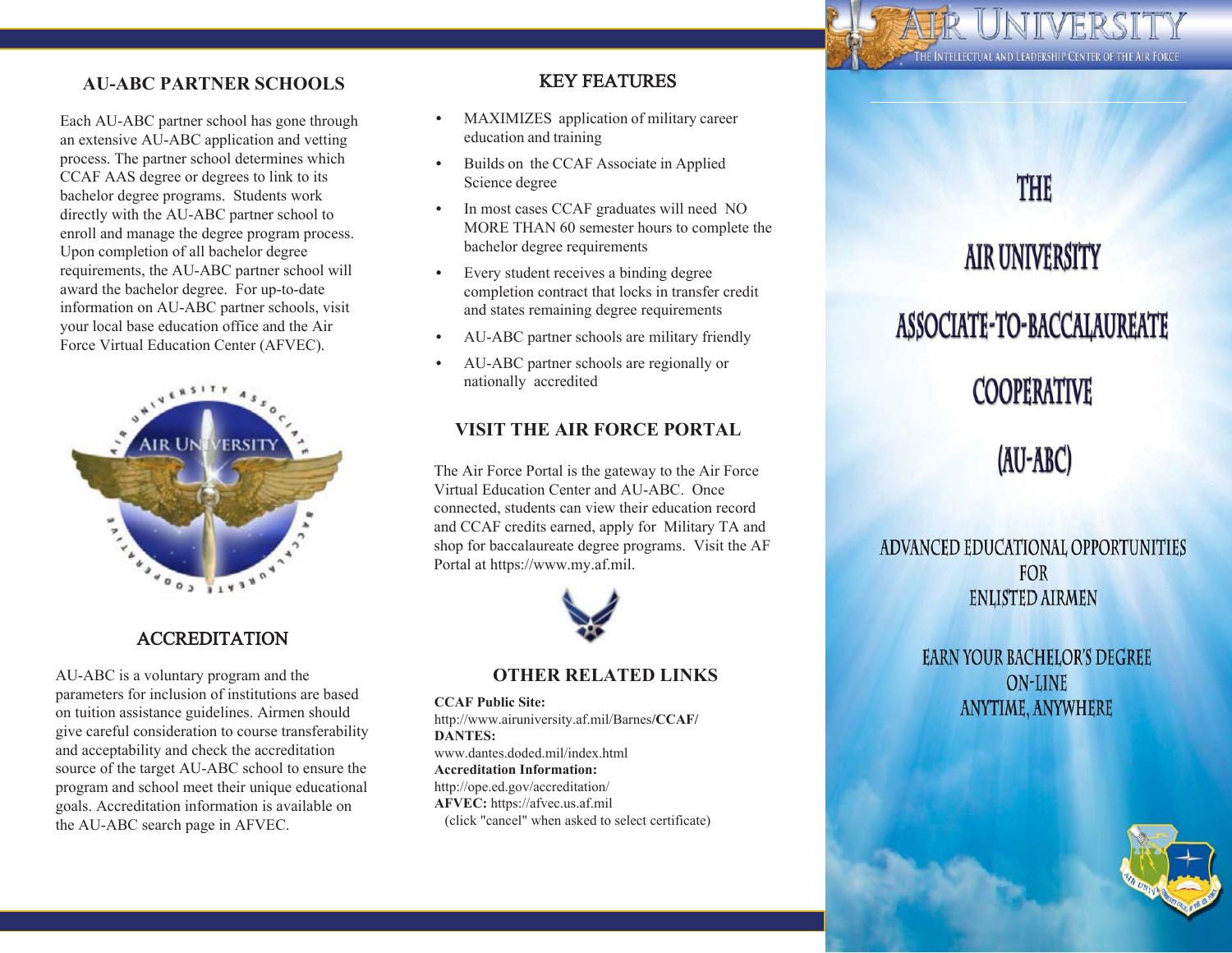## AU-ABC PARTNER SCHOOLS

Each AU-ABC partner school has gone through an extensive AU-ABC application and vetting process. The partner school determines which CCAF AAS degree or degrees to link to its bachelor degree programs. Students work directly with the AU-ABC partner school to enroll and manage the degree program process. Upon completion of all bachelor degree requirements, the AU-ABC partner school will award the bachelor degree. For up-to-date information on AU-ABC partner schools, visit your local base education office and the Air Force Virtual Education Center (AFVEC).

## ACCREDITATION

AU-ABC is a voluntary program and the parameters for inclusion of institutions are based on tuition assistance guidelines. Airmen should give careful consideration to course transferability and acceptability and check the accreditation source of the target AU-ABC school to ensure the program and school meet their unique educational goals. Accreditation information is available on the AU-ABC search page in AFVEC.

## KEY FEATURES

- MAXIMIZES application of military career education and training
- Builds on the CCAF Associate in Applied Science degree
- In most cases CCAF graduates will need NO MORE THAN 60 semester hours to complete the bachelor degree requirements
- Every student receives a binding degree completion contract that locks in transfer credit and states remaining degree requirements
- AU-ABC partner schools are military friendly
- AU-ABC partner schools are regionally or nationally accredited

## VISIT THE AIR FORCE PORTAL

The Air Force Portal is the gateway to the Air Force Virtual Education Center and AU-ABC. Once connected, students can view their education record and CCAF credits earned, apply for Military TA and shop for baccalaureate degree programs. Visit the AF Portal at https://www.my.af.mil.

## OTHER RELATED LINKS

**CCAF Public Site:**
http://www.airuniversity.af.mil/Barnes/**CCAF/**
**DANTES:**
www.dantes.doded.mil/index.html
**Accreditation Information:**
http://ope.ed.gov/accreditation/
**AFVEC:** https://afvec.us.af.mil
(click "cancel" when asked to select certificate)

AIR UNIVERSITY
THE INTELLECTUAL AND LEADERSHIP CENTER OF THE AIR FORCE

# THE AIR UNIVERSITY ASSOCIATE-TO-BACCALAUREATE COOPERATIVE (AU-ABC)

ADVANCED EDUCATIONAL OPPORTUNITIES
FOR
ENLISTED AIRMEN

EARN YOUR BACHELOR'S DEGREE
ON-LINE
ANYTIME, ANYWHERE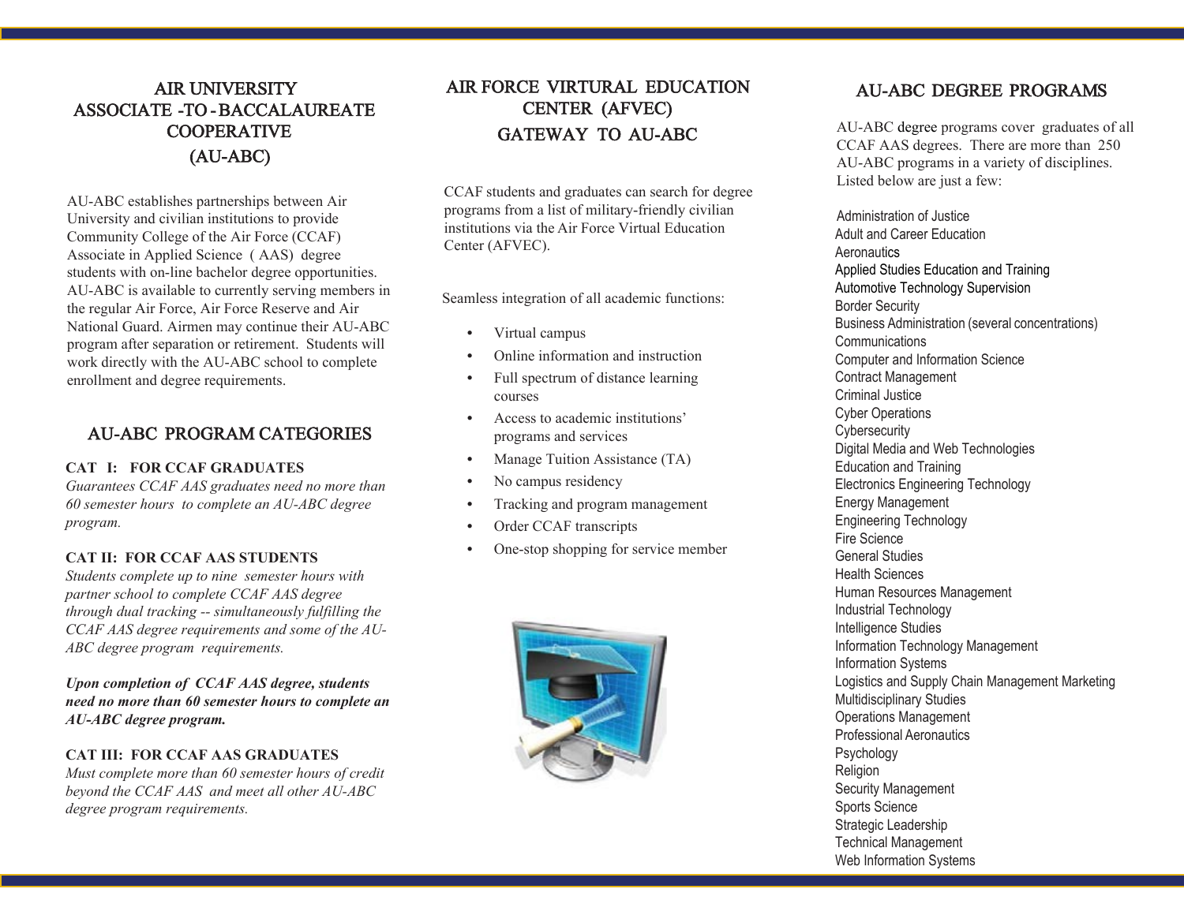# AIR UNIVERSITY ASSOCIATE -TO - BACCALAUREATE COOPERATIVE (AU-ABC)

AU-ABC establishes partnerships between Air University and civilian institutions to provide Community College of the Air Force (CCAF) Associate in Applied Science ( AAS) degree students with on-line bachelor degree opportunities. AU-ABC is available to currently serving members in the regular Air Force, Air Force Reserve and Air National Guard. Airmen may continue their AU-ABC program after separation or retirement. Students will work directly with the AU-ABC school to complete enrollment and degree requirements.

## AU-ABC PROGRAM CATEGORIES

**CAT I: FOR CCAF GRADUATES**

*Guarantees CCAF AAS graduates need no more than 60 semester hours to complete an AU-ABC degree program.*

**CAT II: FOR CCAF AAS STUDENTS**

*Students complete up to nine semester hours with partner school to complete CCAF AAS degree through dual tracking -- simultaneously fulfilling the CCAF AAS degree requirements and some of the AU-ABC degree program requirements.*

***Upon completion of CCAF AAS degree, students need no more than 60 semester hours to complete an AU-ABC degree program.***

**CAT III: FOR CCAF AAS GRADUATES**

*Must complete more than 60 semester hours of credit beyond the CCAF AAS and meet all other AU-ABC degree program requirements.*

# AIR FORCE VIRTUAL EDUCATION CENTER (AFVEC) GATEWAY TO AU-ABC

CCAF students and graduates can search for degree programs from a list of military-friendly civilian institutions via the Air Force Virtual Education Center (AFVEC).

Seamless integration of all academic functions:

- Virtual campus
- Online information and instruction
- Full spectrum of distance learning courses
- Access to academic institutions' programs and services
- Manage Tuition Assistance (TA)
- No campus residency
- Tracking and program management
- Order CCAF transcripts
- One-stop shopping for service member

# AU-ABC DEGREE PROGRAMS

AU-ABC degree programs cover graduates of all CCAF AAS degrees. There are more than 250 AU-ABC programs in a variety of disciplines. Listed below are just a few:

Administration of Justice
Adult and Career Education
Aeronautics
Applied Studies Education and Training
Automotive Technology Supervision
Border Security
Business Administration (several concentrations)
Communications
Computer and Information Science
Contract Management
Criminal Justice
Cyber Operations
Cybersecurity
Digital Media and Web Technologies
Education and Training
Electronics Engineering Technology
Energy Management
Engineering Technology
Fire Science
General Studies
Health Sciences
Human Resources Management
Industrial Technology
Intelligence Studies
Information Technology Management
Information Systems
Logistics and Supply Chain Management Marketing
Multidisciplinary Studies
Operations Management
Professional Aeronautics
Psychology
Religion
Security Management
Sports Science
Strategic Leadership
Technical Management
Web Information Systems